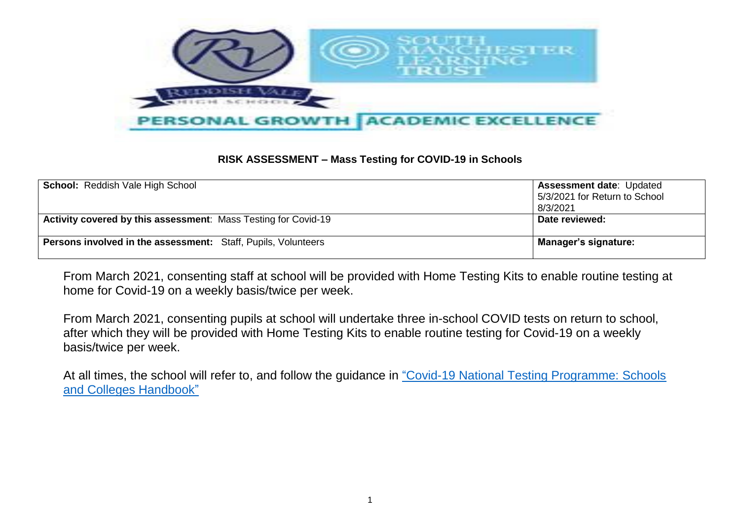**RISK ASSESSMENT – Mass Testing for COVID-19 in Schools**

| **School:** Reddish Vale High School | **Assessment date**: Updated 5/3/2021 for Return to School 8/3/2021 |
|---|---|
| **Activity covered by this assessment**: Mass Testing for Covid-19 | **Date reviewed:** |
| **Persons involved in the assessment:** Staff, Pupils, Volunteers | **Manager's signature:** |

From March 2021, consenting staff at school will be provided with Home Testing Kits to enable routine testing at home for Covid-19 on a weekly basis/twice per week.

From March 2021, consenting pupils at school will undertake three in-school COVID tests on return to school, after which they will be provided with Home Testing Kits to enable routine testing for Covid-19 on a weekly basis/twice per week.

At all times, the school will refer to, and follow the guidance in "Covid-19 National Testing Programme: Schools and Colleges Handbook"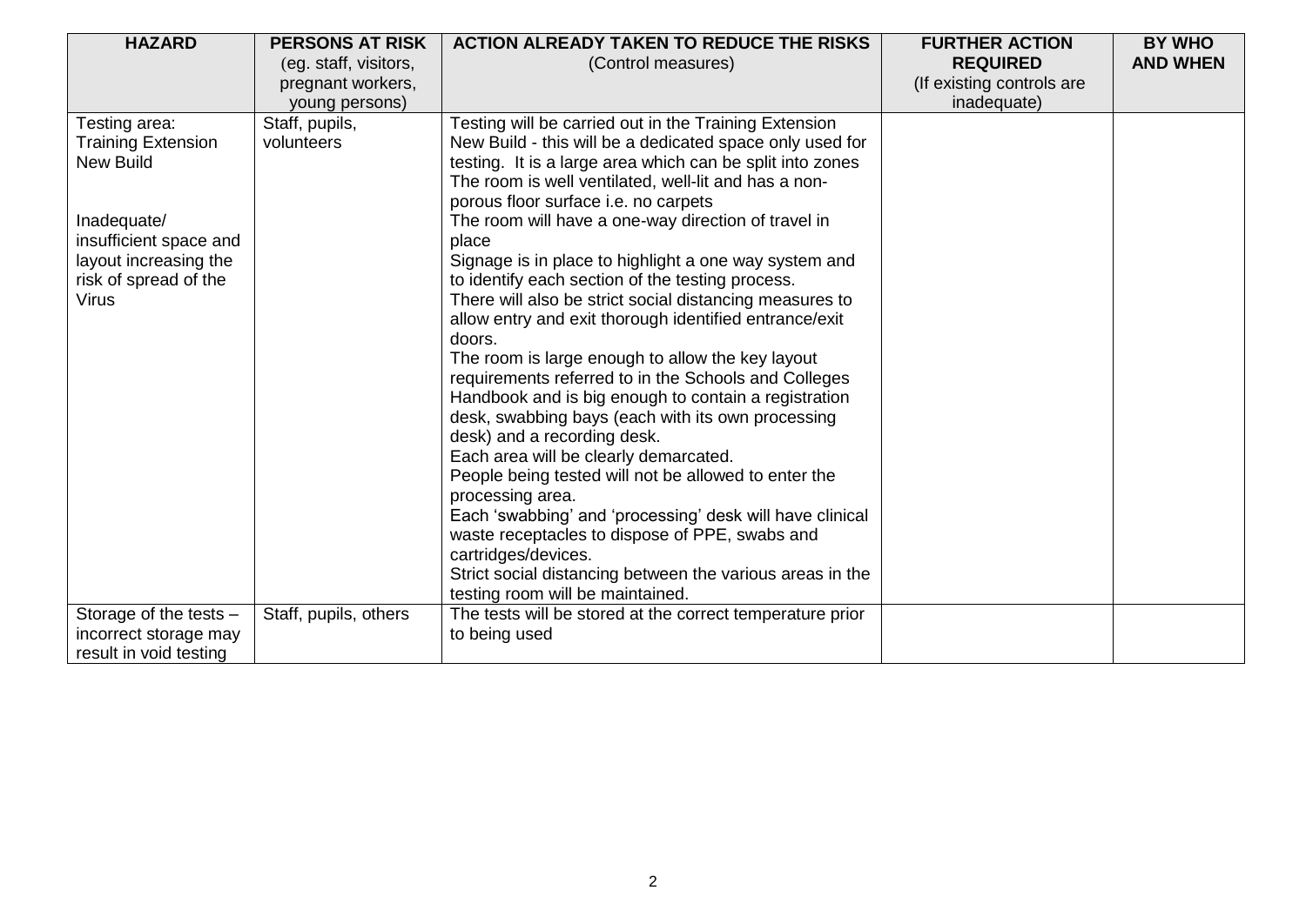| HAZARD | PERSONS AT RISK (eg. staff, visitors, pregnant workers, young persons) | ACTION ALREADY TAKEN TO REDUCE THE RISKS (Control measures) | FURTHER ACTION REQUIRED (If existing controls are inadequate) | BY WHO AND WHEN |
|---|---|---|---|---|
| Testing area: Training Extension New Build<br><br>Inadequate/ insufficient space and layout increasing the risk of spread of the Virus | Staff, pupils, volunteers | Testing will be carried out in the Training Extension New Build - this will be a dedicated space only used for testing. It is a large area which can be split into zones The room is well ventilated, well-lit and has a non-porous floor surface i.e. no carpets<br>The room will have a one-way direction of travel in place<br>Signage is in place to highlight a one way system and to identify each section of the testing process.<br>There will also be strict social distancing measures to allow entry and exit thorough identified entrance/exit doors.<br>The room is large enough to allow the key layout requirements referred to in the Schools and Colleges Handbook and is big enough to contain a registration desk, swabbing bays (each with its own processing desk) and a recording desk.<br>Each area will be clearly demarcated.<br>People being tested will not be allowed to enter the processing area.<br>Each 'swabbing' and 'processing' desk will have clinical waste receptacles to dispose of PPE, swabs and cartridges/devices.<br>Strict social distancing between the various areas in the testing room will be maintained. | | |
| Storage of the tests – incorrect storage may result in void testing | Staff, pupils, others | The tests will be stored at the correct temperature prior to being used | | |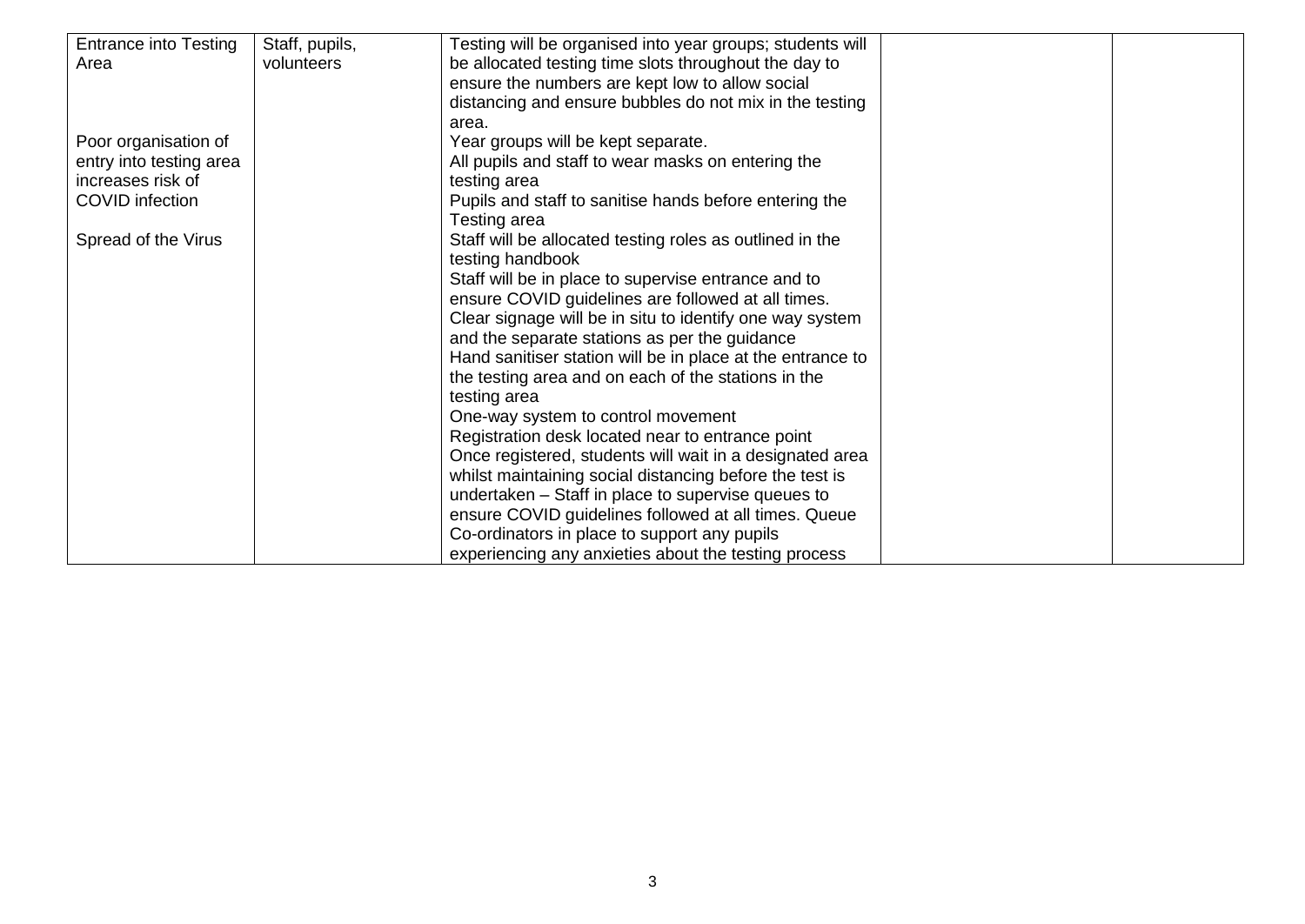| | | | | |
|---|---|---|---|---|
| Entrance into Testing Area<br><br>Poor organisation of entry into testing area increases risk of COVID infection<br><br>Spread of the Virus | Staff, pupils, volunteers | Testing will be organised into year groups; students will be allocated testing time slots throughout the day to ensure the numbers are kept low to allow social distancing and ensure bubbles do not mix in the testing area.<br>Year groups will be kept separate.<br>All pupils and staff to wear masks on entering the testing area<br>Pupils and staff to sanitise hands before entering the Testing area<br>Staff will be allocated testing roles as outlined in the testing handbook<br>Staff will be in place to supervise entrance and to ensure COVID guidelines are followed at all times.<br>Clear signage will be in situ to identify one way system and the separate stations as per the guidance<br>Hand sanitiser station will be in place at the entrance to the testing area and on each of the stations in the testing area<br>One-way system to control movement<br>Registration desk located near to entrance point<br>Once registered, students will wait in a designated area whilst maintaining social distancing before the test is undertaken – Staff in place to supervise queues to ensure COVID guidelines followed at all times. Queue Co-ordinators in place to support any pupils experiencing any anxieties about the testing process | | |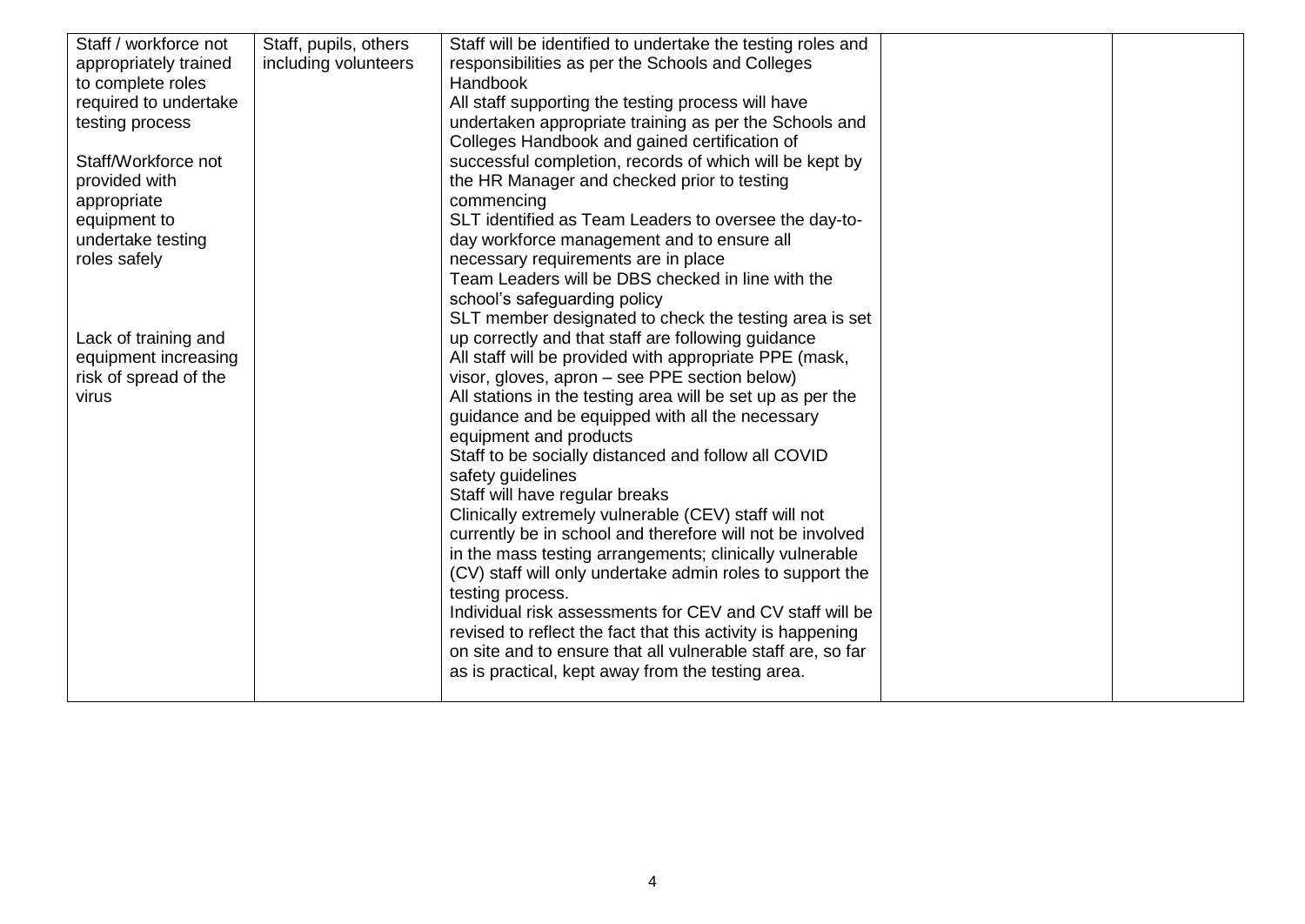| | | | | |
|---|---|---|---|---|
| Staff / workforce not appropriately trained to complete roles required to undertake testing process<br><br>Staff/Workforce not provided with appropriate equipment to undertake testing roles safely<br><br>Lack of training and equipment increasing risk of spread of the virus | Staff, pupils, others including volunteers | Staff will be identified to undertake the testing roles and responsibilities as per the Schools and Colleges Handbook<br>All staff supporting the testing process will have undertaken appropriate training as per the Schools and Colleges Handbook and gained certification of successful completion, records of which will be kept by the HR Manager and checked prior to testing commencing<br>SLT identified as Team Leaders to oversee the day-to-day workforce management and to ensure all necessary requirements are in place<br>Team Leaders will be DBS checked in line with the school's safeguarding policy<br>SLT member designated to check the testing area is set up correctly and that staff are following guidance<br>All staff will be provided with appropriate PPE (mask, visor, gloves, apron – see PPE section below)<br>All stations in the testing area will be set up as per the guidance and be equipped with all the necessary equipment and products<br>Staff to be socially distanced and follow all COVID safety guidelines<br>Staff will have regular breaks<br>Clinically extremely vulnerable (CEV) staff will not currently be in school and therefore will not be involved in the mass testing arrangements; clinically vulnerable (CV) staff will only undertake admin roles to support the testing process.<br>Individual risk assessments for CEV and CV staff will be revised to reflect the fact that this activity is happening on site and to ensure that all vulnerable staff are, so far as is practical, kept away from the testing area. | | |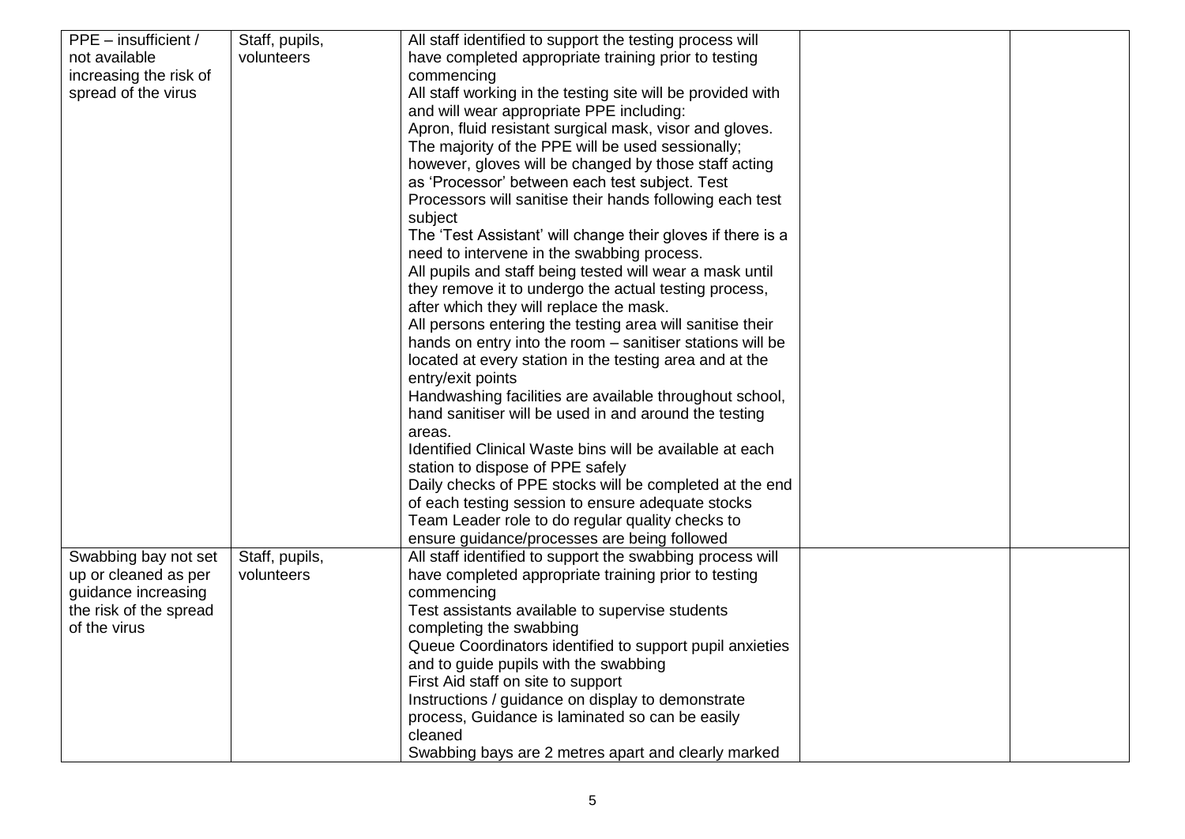| | | | | |
|---|---|---|---|---|
| PPE – insufficient / not available increasing the risk of spread of the virus | Staff, pupils, volunteers | All staff identified to support the testing process will have completed appropriate training prior to testing commencing<br>All staff working in the testing site will be provided with and will wear appropriate PPE including:<br>Apron, fluid resistant surgical mask, visor and gloves.<br>The majority of the PPE will be used sessionally; however, gloves will be changed by those staff acting as 'Processor' between each test subject. Test Processors will sanitise their hands following each test subject<br>The 'Test Assistant' will change their gloves if there is a need to intervene in the swabbing process.<br>All pupils and staff being tested will wear a mask until they remove it to undergo the actual testing process, after which they will replace the mask.<br>All persons entering the testing area will sanitise their hands on entry into the room – sanitiser stations will be located at every station in the testing area and at the entry/exit points<br>Handwashing facilities are available throughout school, hand sanitiser will be used in and around the testing areas.<br>Identified Clinical Waste bins will be available at each station to dispose of PPE safely<br>Daily checks of PPE stocks will be completed at the end of each testing session to ensure adequate stocks<br>Team Leader role to do regular quality checks to ensure guidance/processes are being followed | | |
| Swabbing bay not set up or cleaned as per guidance increasing the risk of the spread of the virus | Staff, pupils, volunteers | All staff identified to support the swabbing process will have completed appropriate training prior to testing commencing<br>Test assistants available to supervise students completing the swabbing<br>Queue Coordinators identified to support pupil anxieties and to guide pupils with the swabbing<br>First Aid staff on site to support<br>Instructions / guidance on display to demonstrate process, Guidance is laminated so can be easily cleaned<br>Swabbing bays are 2 metres apart and clearly marked | | |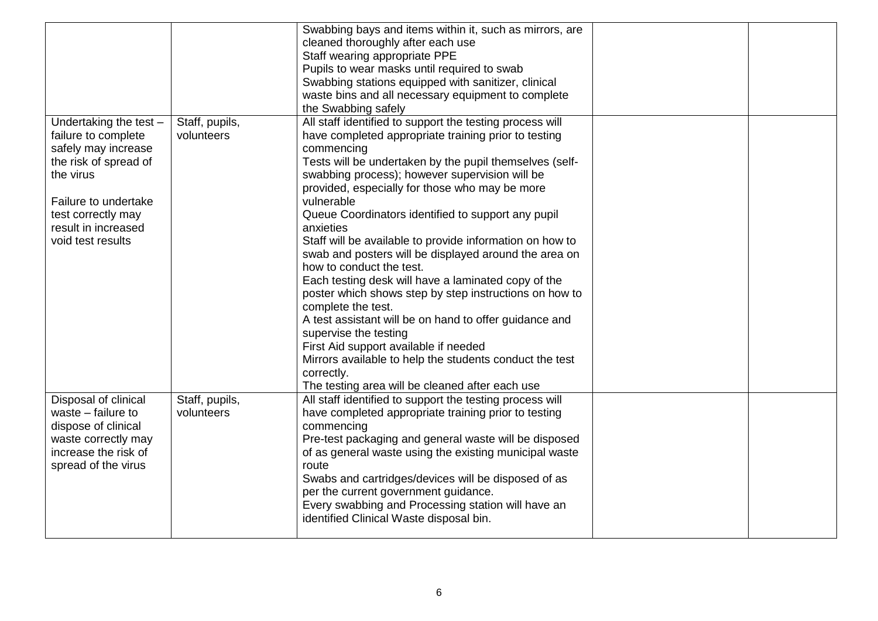| | | | | |
|---|---|---|---|---|
| | | Swabbing bays and items within it, such as mirrors, are cleaned thoroughly after each use<br>Staff wearing appropriate PPE<br>Pupils to wear masks until required to swab<br>Swabbing stations equipped with sanitizer, clinical waste bins and all necessary equipment to complete the Swabbing safely | | |
| Undertaking the test – failure to complete safely may increase the risk of spread of the virus<br><br>Failure to undertake test correctly may result in increased void test results | Staff, pupils, volunteers | All staff identified to support the testing process will have completed appropriate training prior to testing commencing<br>Tests will be undertaken by the pupil themselves (self-swabbing process); however supervision will be provided, especially for those who may be more vulnerable<br>Queue Coordinators identified to support any pupil anxieties<br>Staff will be available to provide information on how to swab and posters will be displayed around the area on how to conduct the test.<br>Each testing desk will have a laminated copy of the poster which shows step by step instructions on how to complete the test.<br>A test assistant will be on hand to offer guidance and supervise the testing<br>First Aid support available if needed<br>Mirrors available to help the students conduct the test correctly.<br>The testing area will be cleaned after each use | | |
| Disposal of clinical waste – failure to dispose of clinical waste correctly may increase the risk of spread of the virus | Staff, pupils, volunteers | All staff identified to support the testing process will have completed appropriate training prior to testing commencing<br>Pre-test packaging and general waste will be disposed of as general waste using the existing municipal waste route<br>Swabs and cartridges/devices will be disposed of as per the current government guidance.<br>Every swabbing and Processing station will have an identified Clinical Waste disposal bin. | | |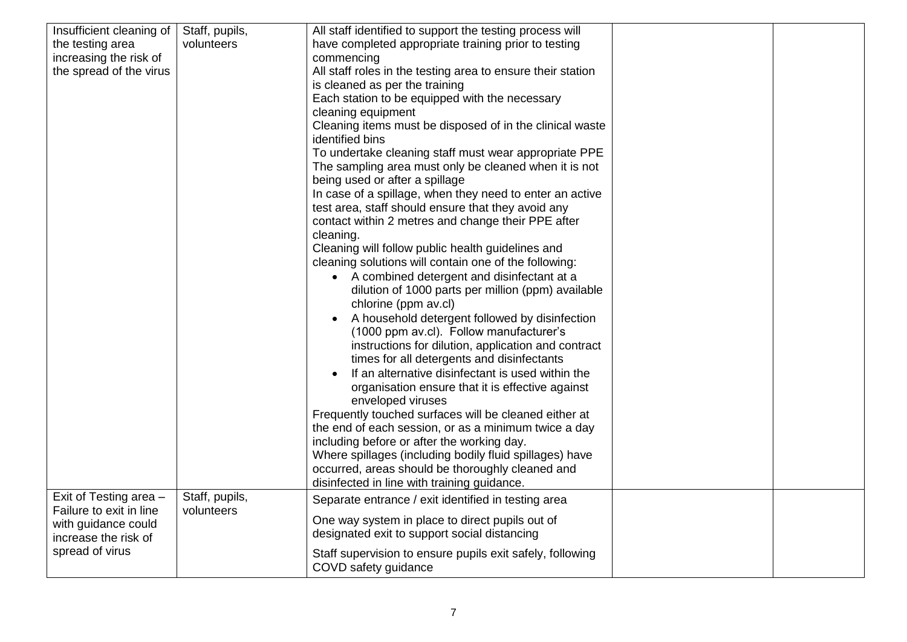| | | | | |
|---|---|---|---|---|
| Insufficient cleaning of the testing area increasing the risk of the spread of the virus | Staff, pupils, volunteers | All staff identified to support the testing process will have completed appropriate training prior to testing commencing<br>All staff roles in the testing area to ensure their station is cleaned as per the training<br>Each station to be equipped with the necessary cleaning equipment<br>Cleaning items must be disposed of in the clinical waste identified bins<br>To undertake cleaning staff must wear appropriate PPE<br>The sampling area must only be cleaned when it is not being used or after a spillage<br>In case of a spillage, when they need to enter an active test area, staff should ensure that they avoid any contact within 2 metres and change their PPE after cleaning.<br>Cleaning will follow public health guidelines and cleaning solutions will contain one of the following:<br>• A combined detergent and disinfectant at a dilution of 1000 parts per million (ppm) available chlorine (ppm av.cl)<br>• A household detergent followed by disinfection (1000 ppm av.cl). Follow manufacturer's instructions for dilution, application and contract times for all detergents and disinfectants<br>• If an alternative disinfectant is used within the organisation ensure that it is effective against enveloped viruses<br>Frequently touched surfaces will be cleaned either at the end of each session, or as a minimum twice a day including before or after the working day.<br>Where spillages (including bodily fluid spillages) have occurred, areas should be thoroughly cleaned and disinfected in line with training guidance. | | |
| Exit of Testing area – Failure to exit in line with guidance could increase the risk of spread of virus | Staff, pupils, volunteers | Separate entrance / exit identified in testing area<br>One way system in place to direct pupils out of designated exit to support social distancing<br>Staff supervision to ensure pupils exit safely, following COVD safety guidance | | |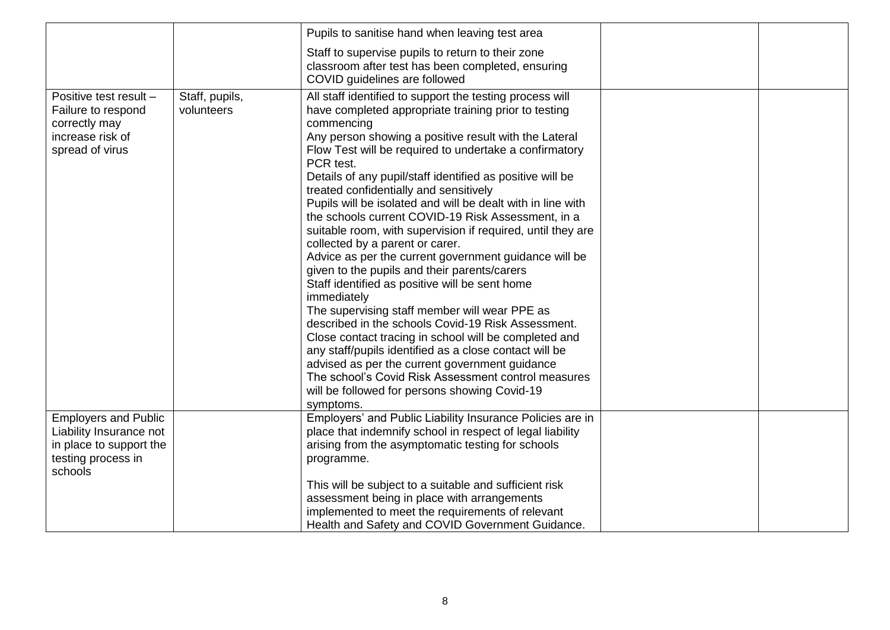| | | | | |
|---|---|---|---|---|
| | | Pupils to sanitise hand when leaving test area<br><br>Staff to supervise pupils to return to their zone classroom after test has been completed, ensuring COVID guidelines are followed | | |
| Positive test result – Failure to respond correctly may increase risk of spread of virus | Staff, pupils, volunteers | All staff identified to support the testing process will have completed appropriate training prior to testing commencing<br>Any person showing a positive result with the Lateral Flow Test will be required to undertake a confirmatory PCR test.<br>Details of any pupil/staff identified as positive will be treated confidentially and sensitively<br>Pupils will be isolated and will be dealt with in line with the schools current COVID-19 Risk Assessment, in a suitable room, with supervision if required, until they are collected by a parent or carer.<br>Advice as per the current government guidance will be given to the pupils and their parents/carers<br>Staff identified as positive will be sent home immediately<br>The supervising staff member will wear PPE as described in the schools Covid-19 Risk Assessment.<br>Close contact tracing in school will be completed and any staff/pupils identified as a close contact will be advised as per the current government guidance<br>The school's Covid Risk Assessment control measures will be followed for persons showing Covid-19 symptoms. | | |
| Employers and Public Liability Insurance not in place to support the testing process in schools | | Employers' and Public Liability Insurance Policies are in place that indemnify school in respect of legal liability arising from the asymptomatic testing for schools programme.<br><br>This will be subject to a suitable and sufficient risk assessment being in place with arrangements implemented to meet the requirements of relevant Health and Safety and COVID Government Guidance. | | |